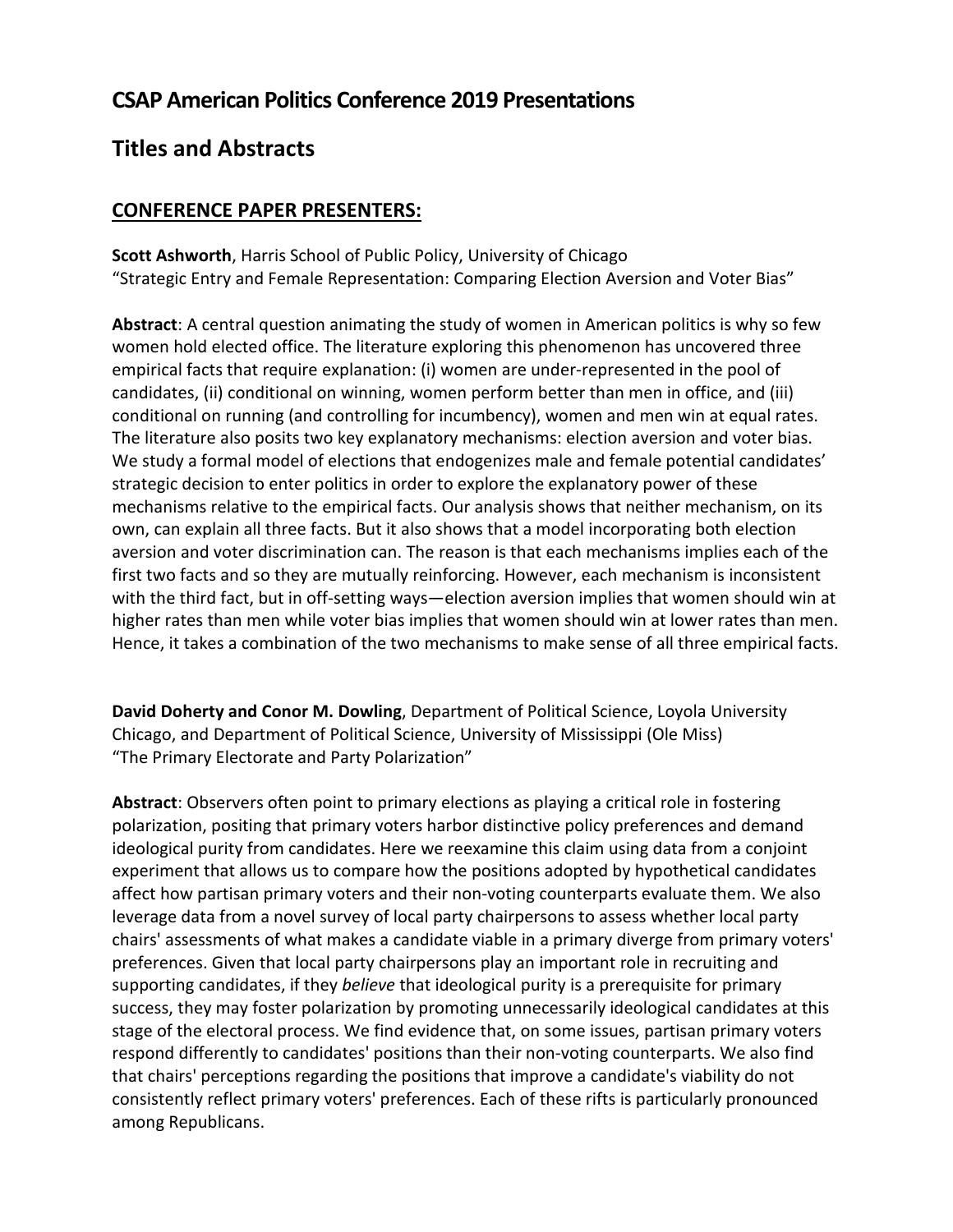# CSAP American Politics Conference 2019 Presentations

# Titles and Abstracts

## CONFERENCE PAPER PRESENTERS:

**Scott Ashworth**, Harris School of Public Policy, University of Chicago
"Strategic Entry and Female Representation: Comparing Election Aversion and Voter Bias"

**Abstract**: A central question animating the study of women in American politics is why so few women hold elected office. The literature exploring this phenomenon has uncovered three empirical facts that require explanation: (i) women are under-represented in the pool of candidates, (ii) conditional on winning, women perform better than men in office, and (iii) conditional on running (and controlling for incumbency), women and men win at equal rates. The literature also posits two key explanatory mechanisms: election aversion and voter bias. We study a formal model of elections that endogenizes male and female potential candidates' strategic decision to enter politics in order to explore the explanatory power of these mechanisms relative to the empirical facts. Our analysis shows that neither mechanism, on its own, can explain all three facts. But it also shows that a model incorporating both election aversion and voter discrimination can. The reason is that each mechanisms implies each of the first two facts and so they are mutually reinforcing. However, each mechanism is inconsistent with the third fact, but in off-setting ways—election aversion implies that women should win at higher rates than men while voter bias implies that women should win at lower rates than men. Hence, it takes a combination of the two mechanisms to make sense of all three empirical facts.

**David Doherty and Conor M. Dowling**, Department of Political Science, Loyola University Chicago, and Department of Political Science, University of Mississippi (Ole Miss)
"The Primary Electorate and Party Polarization"

**Abstract**: Observers often point to primary elections as playing a critical role in fostering polarization, positing that primary voters harbor distinctive policy preferences and demand ideological purity from candidates. Here we reexamine this claim using data from a conjoint experiment that allows us to compare how the positions adopted by hypothetical candidates affect how partisan primary voters and their non-voting counterparts evaluate them. We also leverage data from a novel survey of local party chairpersons to assess whether local party chairs' assessments of what makes a candidate viable in a primary diverge from primary voters' preferences. Given that local party chairpersons play an important role in recruiting and supporting candidates, if they *believe* that ideological purity is a prerequisite for primary success, they may foster polarization by promoting unnecessarily ideological candidates at this stage of the electoral process. We find evidence that, on some issues, partisan primary voters respond differently to candidates' positions than their non-voting counterparts. We also find that chairs' perceptions regarding the positions that improve a candidate's viability do not consistently reflect primary voters' preferences. Each of these rifts is particularly pronounced among Republicans.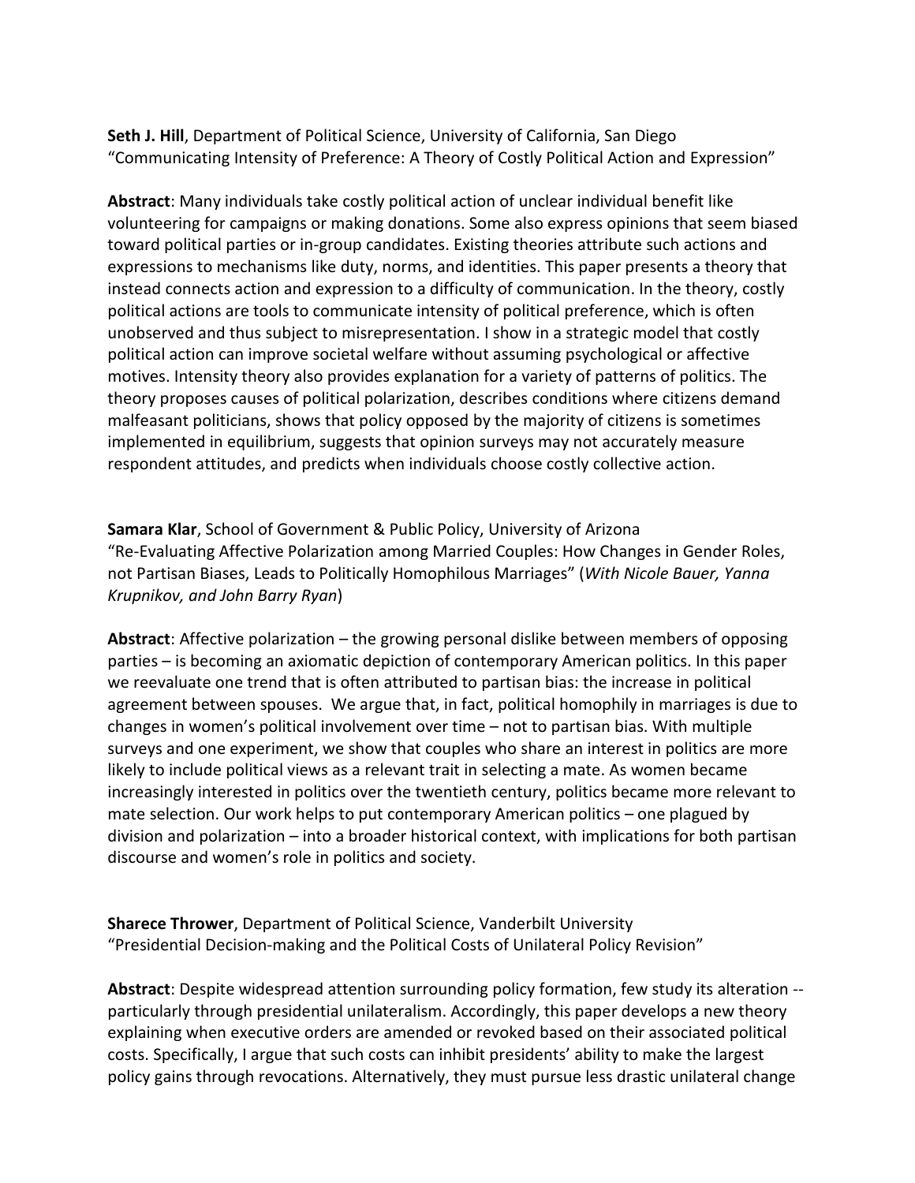**Seth J. Hill**, Department of Political Science, University of California, San Diego
"Communicating Intensity of Preference: A Theory of Costly Political Action and Expression"

**Abstract**: Many individuals take costly political action of unclear individual benefit like volunteering for campaigns or making donations. Some also express opinions that seem biased toward political parties or in-group candidates. Existing theories attribute such actions and expressions to mechanisms like duty, norms, and identities. This paper presents a theory that instead connects action and expression to a difficulty of communication. In the theory, costly political actions are tools to communicate intensity of political preference, which is often unobserved and thus subject to misrepresentation. I show in a strategic model that costly political action can improve societal welfare without assuming psychological or affective motives. Intensity theory also provides explanation for a variety of patterns of politics. The theory proposes causes of political polarization, describes conditions where citizens demand malfeasant politicians, shows that policy opposed by the majority of citizens is sometimes implemented in equilibrium, suggests that opinion surveys may not accurately measure respondent attitudes, and predicts when individuals choose costly collective action.

**Samara Klar**, School of Government & Public Policy, University of Arizona
"Re-Evaluating Affective Polarization among Married Couples: How Changes in Gender Roles, not Partisan Biases, Leads to Politically Homophilous Marriages" (*With Nicole Bauer, Yanna Krupnikov, and John Barry Ryan*)

**Abstract**: Affective polarization – the growing personal dislike between members of opposing parties – is becoming an axiomatic depiction of contemporary American politics. In this paper we reevaluate one trend that is often attributed to partisan bias: the increase in political agreement between spouses. We argue that, in fact, political homophily in marriages is due to changes in women's political involvement over time – not to partisan bias. With multiple surveys and one experiment, we show that couples who share an interest in politics are more likely to include political views as a relevant trait in selecting a mate. As women became increasingly interested in politics over the twentieth century, politics became more relevant to mate selection. Our work helps to put contemporary American politics – one plagued by division and polarization – into a broader historical context, with implications for both partisan discourse and women's role in politics and society.

**Sharece Thrower**, Department of Political Science, Vanderbilt University
"Presidential Decision-making and the Political Costs of Unilateral Policy Revision"

**Abstract**: Despite widespread attention surrounding policy formation, few study its alteration -- particularly through presidential unilateralism. Accordingly, this paper develops a new theory explaining when executive orders are amended or revoked based on their associated political costs. Specifically, I argue that such costs can inhibit presidents' ability to make the largest policy gains through revocations. Alternatively, they must pursue less drastic unilateral change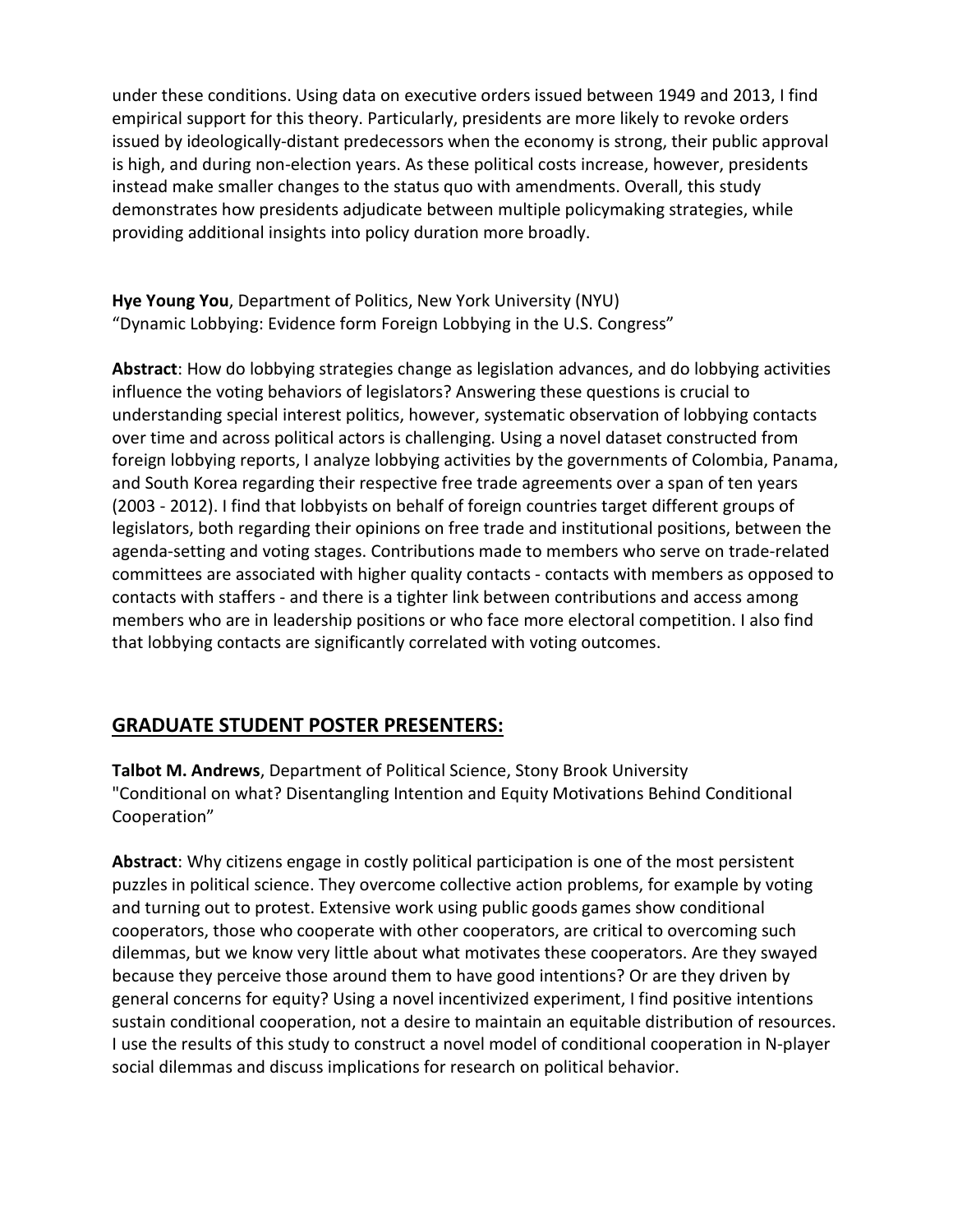under these conditions. Using data on executive orders issued between 1949 and 2013, I find empirical support for this theory. Particularly, presidents are more likely to revoke orders issued by ideologically-distant predecessors when the economy is strong, their public approval is high, and during non-election years. As these political costs increase, however, presidents instead make smaller changes to the status quo with amendments. Overall, this study demonstrates how presidents adjudicate between multiple policymaking strategies, while providing additional insights into policy duration more broadly.

**Hye Young You**, Department of Politics, New York University (NYU)
"Dynamic Lobbying: Evidence form Foreign Lobbying in the U.S. Congress"

**Abstract**: How do lobbying strategies change as legislation advances, and do lobbying activities influence the voting behaviors of legislators? Answering these questions is crucial to understanding special interest politics, however, systematic observation of lobbying contacts over time and across political actors is challenging. Using a novel dataset constructed from foreign lobbying reports, I analyze lobbying activities by the governments of Colombia, Panama, and South Korea regarding their respective free trade agreements over a span of ten years (2003 - 2012). I find that lobbyists on behalf of foreign countries target different groups of legislators, both regarding their opinions on free trade and institutional positions, between the agenda-setting and voting stages. Contributions made to members who serve on trade-related committees are associated with higher quality contacts - contacts with members as opposed to contacts with staffers - and there is a tighter link between contributions and access among members who are in leadership positions or who face more electoral competition. I also find that lobbying contacts are significantly correlated with voting outcomes.

## GRADUATE STUDENT POSTER PRESENTERS:

**Talbot M. Andrews**, Department of Political Science, Stony Brook University
"Conditional on what? Disentangling Intention and Equity Motivations Behind Conditional Cooperation"

**Abstract**: Why citizens engage in costly political participation is one of the most persistent puzzles in political science. They overcome collective action problems, for example by voting and turning out to protest. Extensive work using public goods games show conditional cooperators, those who cooperate with other cooperators, are critical to overcoming such dilemmas, but we know very little about what motivates these cooperators. Are they swayed because they perceive those around them to have good intentions? Or are they driven by general concerns for equity? Using a novel incentivized experiment, I find positive intentions sustain conditional cooperation, not a desire to maintain an equitable distribution of resources. I use the results of this study to construct a novel model of conditional cooperation in N-player social dilemmas and discuss implications for research on political behavior.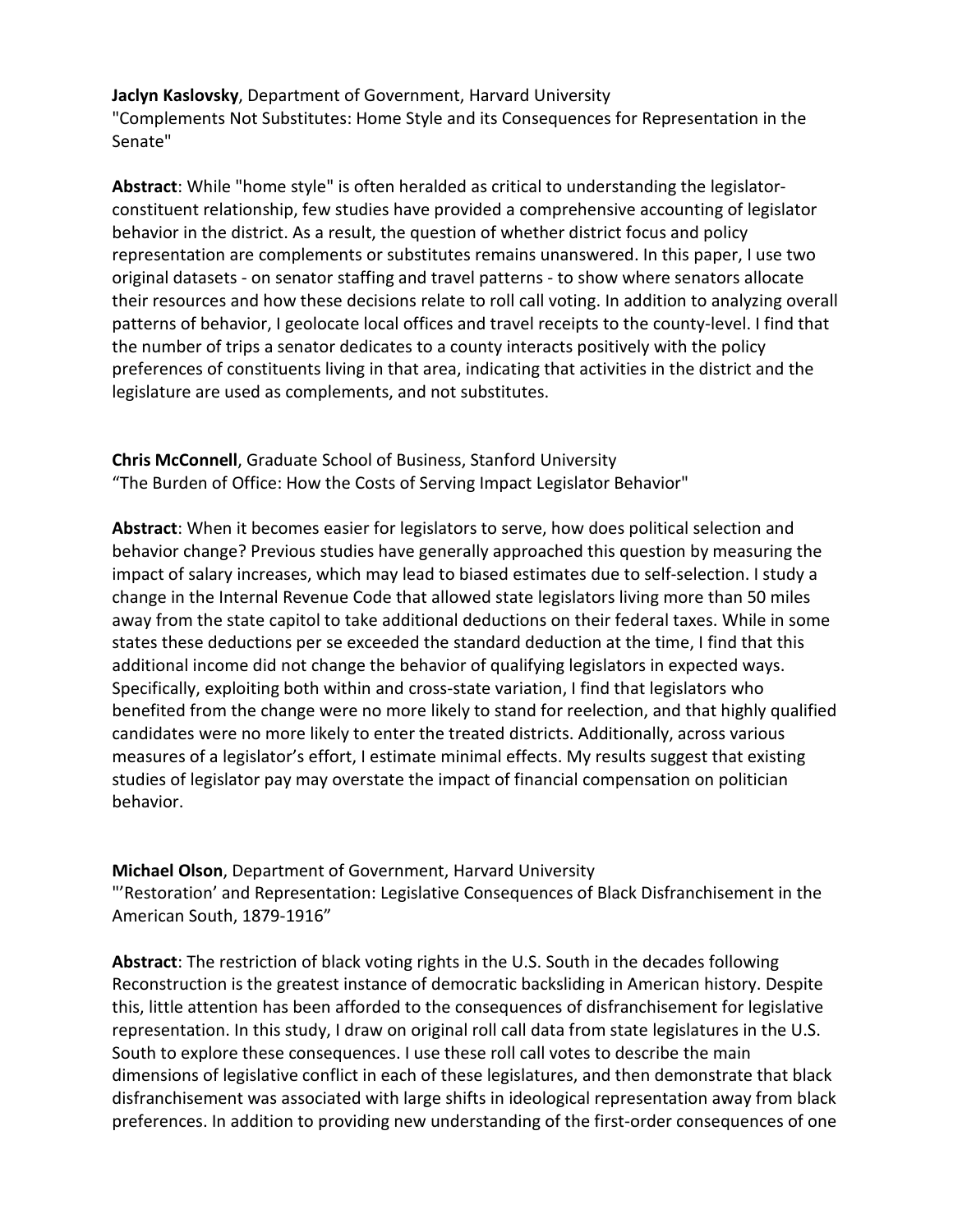**Jaclyn Kaslovsky**, Department of Government, Harvard University
"Complements Not Substitutes: Home Style and its Consequences for Representation in the Senate"

**Abstract**: While "home style" is often heralded as critical to understanding the legislator-constituent relationship, few studies have provided a comprehensive accounting of legislator behavior in the district. As a result, the question of whether district focus and policy representation are complements or substitutes remains unanswered. In this paper, I use two original datasets - on senator staffing and travel patterns - to show where senators allocate their resources and how these decisions relate to roll call voting. In addition to analyzing overall patterns of behavior, I geolocate local offices and travel receipts to the county-level. I find that the number of trips a senator dedicates to a county interacts positively with the policy preferences of constituents living in that area, indicating that activities in the district and the legislature are used as complements, and not substitutes.

**Chris McConnell**, Graduate School of Business, Stanford University
"The Burden of Office: How the Costs of Serving Impact Legislator Behavior"

**Abstract**: When it becomes easier for legislators to serve, how does political selection and behavior change? Previous studies have generally approached this question by measuring the impact of salary increases, which may lead to biased estimates due to self-selection. I study a change in the Internal Revenue Code that allowed state legislators living more than 50 miles away from the state capitol to take additional deductions on their federal taxes. While in some states these deductions per se exceeded the standard deduction at the time, I find that this additional income did not change the behavior of qualifying legislators in expected ways. Specifically, exploiting both within and cross-state variation, I find that legislators who benefited from the change were no more likely to stand for reelection, and that highly qualified candidates were no more likely to enter the treated districts. Additionally, across various measures of a legislator's effort, I estimate minimal effects. My results suggest that existing studies of legislator pay may overstate the impact of financial compensation on politician behavior.

**Michael Olson**, Department of Government, Harvard University
"'Restoration' and Representation: Legislative Consequences of Black Disfranchisement in the American South, 1879-1916"

**Abstract**: The restriction of black voting rights in the U.S. South in the decades following Reconstruction is the greatest instance of democratic backsliding in American history. Despite this, little attention has been afforded to the consequences of disfranchisement for legislative representation. In this study, I draw on original roll call data from state legislatures in the U.S. South to explore these consequences. I use these roll call votes to describe the main dimensions of legislative conflict in each of these legislatures, and then demonstrate that black disfranchisement was associated with large shifts in ideological representation away from black preferences. In addition to providing new understanding of the first-order consequences of one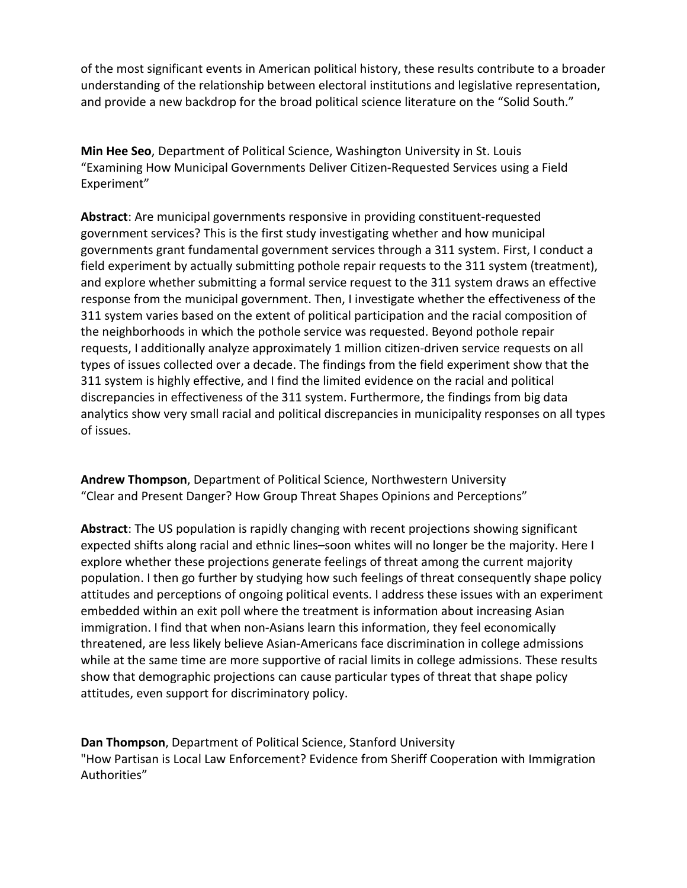of the most significant events in American political history, these results contribute to a broader understanding of the relationship between electoral institutions and legislative representation, and provide a new backdrop for the broad political science literature on the "Solid South."

**Min Hee Seo**, Department of Political Science, Washington University in St. Louis
"Examining How Municipal Governments Deliver Citizen-Requested Services using a Field Experiment"

**Abstract**: Are municipal governments responsive in providing constituent-requested government services? This is the first study investigating whether and how municipal governments grant fundamental government services through a 311 system. First, I conduct a field experiment by actually submitting pothole repair requests to the 311 system (treatment), and explore whether submitting a formal service request to the 311 system draws an effective response from the municipal government. Then, I investigate whether the effectiveness of the 311 system varies based on the extent of political participation and the racial composition of the neighborhoods in which the pothole service was requested. Beyond pothole repair requests, I additionally analyze approximately 1 million citizen-driven service requests on all types of issues collected over a decade. The findings from the field experiment show that the 311 system is highly effective, and I find the limited evidence on the racial and political discrepancies in effectiveness of the 311 system. Furthermore, the findings from big data analytics show very small racial and political discrepancies in municipality responses on all types of issues.

**Andrew Thompson**, Department of Political Science, Northwestern University
"Clear and Present Danger? How Group Threat Shapes Opinions and Perceptions"

**Abstract**: The US population is rapidly changing with recent projections showing significant expected shifts along racial and ethnic lines–soon whites will no longer be the majority. Here I explore whether these projections generate feelings of threat among the current majority population. I then go further by studying how such feelings of threat consequently shape policy attitudes and perceptions of ongoing political events. I address these issues with an experiment embedded within an exit poll where the treatment is information about increasing Asian immigration. I find that when non-Asians learn this information, they feel economically threatened, are less likely believe Asian-Americans face discrimination in college admissions while at the same time are more supportive of racial limits in college admissions. These results show that demographic projections can cause particular types of threat that shape policy attitudes, even support for discriminatory policy.

**Dan Thompson**, Department of Political Science, Stanford University
"How Partisan is Local Law Enforcement? Evidence from Sheriff Cooperation with Immigration Authorities"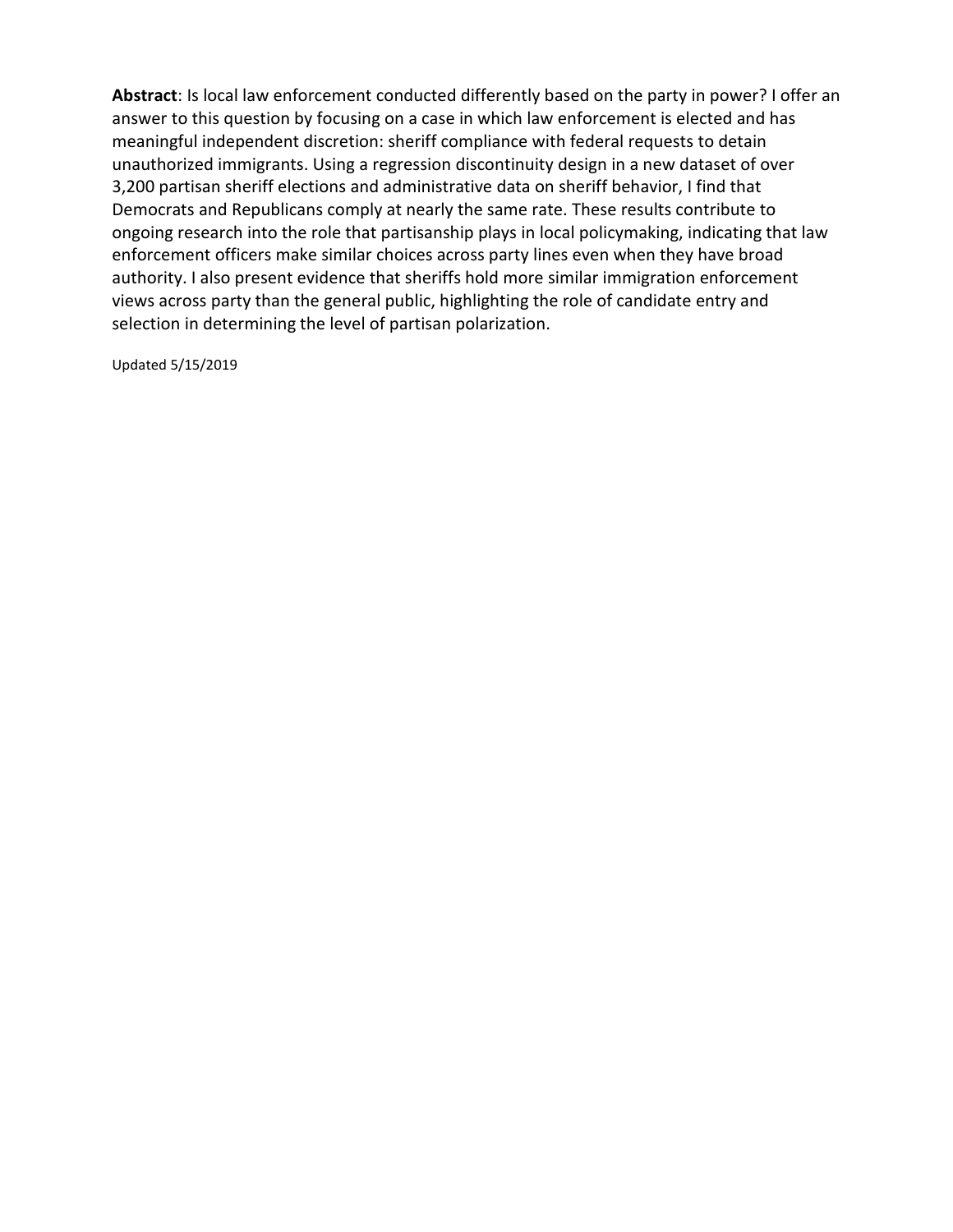**Abstract**: Is local law enforcement conducted differently based on the party in power? I offer an answer to this question by focusing on a case in which law enforcement is elected and has meaningful independent discretion: sheriff compliance with federal requests to detain unauthorized immigrants. Using a regression discontinuity design in a new dataset of over 3,200 partisan sheriff elections and administrative data on sheriff behavior, I find that Democrats and Republicans comply at nearly the same rate. These results contribute to ongoing research into the role that partisanship plays in local policymaking, indicating that law enforcement officers make similar choices across party lines even when they have broad authority. I also present evidence that sheriffs hold more similar immigration enforcement views across party than the general public, highlighting the role of candidate entry and selection in determining the level of partisan polarization.

Updated 5/15/2019